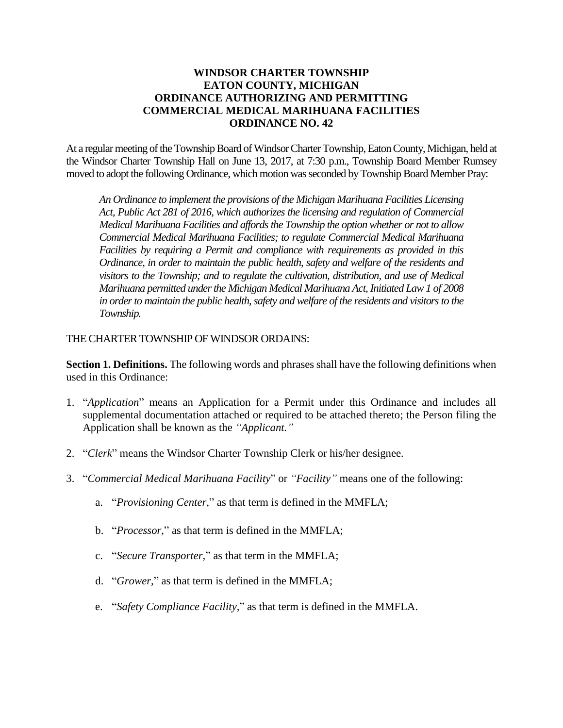# WINDSOR CHARTER TOWNSHIP
# EATON COUNTY, MICHIGAN
# ORDINANCE AUTHORIZING AND PERMITTING COMMERCIAL MEDICAL MARIHUANA FACILITIES
# ORDINANCE NO. 42

At a regular meeting of the Township Board of Windsor Charter Township, Eaton County, Michigan, held at the Windsor Charter Township Hall on June 13, 2017, at 7:30 p.m., Township Board Member Rumsey moved to adopt the following Ordinance, which motion was seconded by Township Board Member Pray:

> *An Ordinance to implement the provisions of the Michigan Marihuana Facilities Licensing Act, Public Act 281 of 2016, which authorizes the licensing and regulation of Commercial Medical Marihuana Facilities and affords the Township the option whether or not to allow Commercial Medical Marihuana Facilities; to regulate Commercial Medical Marihuana Facilities by requiring a Permit and compliance with requirements as provided in this Ordinance, in order to maintain the public health, safety and welfare of the residents and visitors to the Township; and to regulate the cultivation, distribution, and use of Medical Marihuana permitted under the Michigan Medical Marihuana Act, Initiated Law 1 of 2008 in order to maintain the public health, safety and welfare of the residents and visitors to the Township.*

THE CHARTER TOWNSHIP OF WINDSOR ORDAINS:

**Section 1. Definitions.** The following words and phrases shall have the following definitions when used in this Ordinance:

1. "*Application*" means an Application for a Permit under this Ordinance and includes all supplemental documentation attached or required to be attached thereto; the Person filing the Application shall be known as the *"Applicant."*

2. "*Clerk*" means the Windsor Charter Township Clerk or his/her designee.

3. "*Commercial Medical Marihuana Facility*" or *"Facility"* means one of the following:

   a. "*Provisioning Center,*" as that term is defined in the MMFLA;

   b. "*Processor,*" as that term is defined in the MMFLA;

   c. "*Secure Transporter,*" as that term in the MMFLA;

   d. "*Grower,*" as that term is defined in the MMFLA;

   e. "*Safety Compliance Facility,*" as that term is defined in the MMFLA.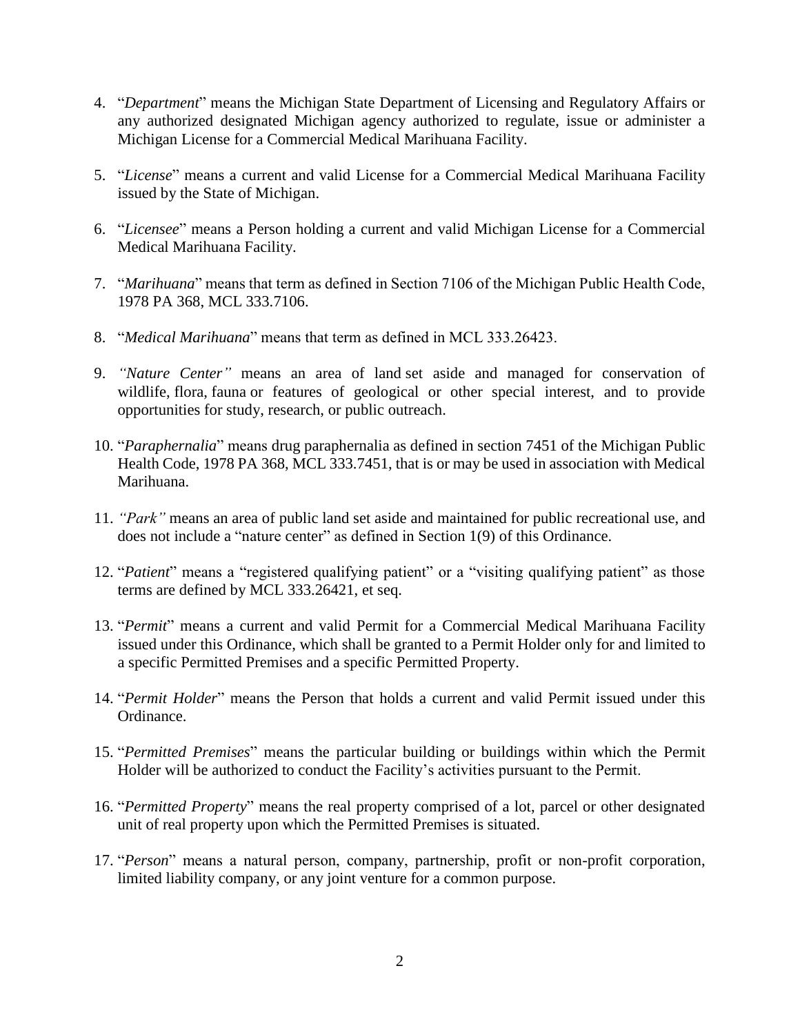4. "*Department*" means the Michigan State Department of Licensing and Regulatory Affairs or any authorized designated Michigan agency authorized to regulate, issue or administer a Michigan License for a Commercial Medical Marihuana Facility.

5. "*License*" means a current and valid License for a Commercial Medical Marihuana Facility issued by the State of Michigan.

6. "*Licensee*" means a Person holding a current and valid Michigan License for a Commercial Medical Marihuana Facility.

7. "*Marihuana*" means that term as defined in Section 7106 of the Michigan Public Health Code, 1978 PA 368, MCL 333.7106.

8. "*Medical Marihuana*" means that term as defined in MCL 333.26423.

9. *"Nature Center"* means an area of land set aside and managed for conservation of wildlife, flora, fauna or features of geological or other special interest, and to provide opportunities for study, research, or public outreach.

10. "*Paraphernalia*" means drug paraphernalia as defined in section 7451 of the Michigan Public Health Code, 1978 PA 368, MCL 333.7451, that is or may be used in association with Medical Marihuana.

11. *"Park"* means an area of public land set aside and maintained for public recreational use, and does not include a "nature center" as defined in Section 1(9) of this Ordinance.

12. "*Patient*" means a "registered qualifying patient" or a "visiting qualifying patient" as those terms are defined by MCL 333.26421, et seq.

13. "*Permit*" means a current and valid Permit for a Commercial Medical Marihuana Facility issued under this Ordinance, which shall be granted to a Permit Holder only for and limited to a specific Permitted Premises and a specific Permitted Property.

14. "*Permit Holder*" means the Person that holds a current and valid Permit issued under this Ordinance.

15. "*Permitted Premises*" means the particular building or buildings within which the Permit Holder will be authorized to conduct the Facility's activities pursuant to the Permit.

16. "*Permitted Property*" means the real property comprised of a lot, parcel or other designated unit of real property upon which the Permitted Premises is situated.

17. "*Person*" means a natural person, company, partnership, profit or non-profit corporation, limited liability company, or any joint venture for a common purpose.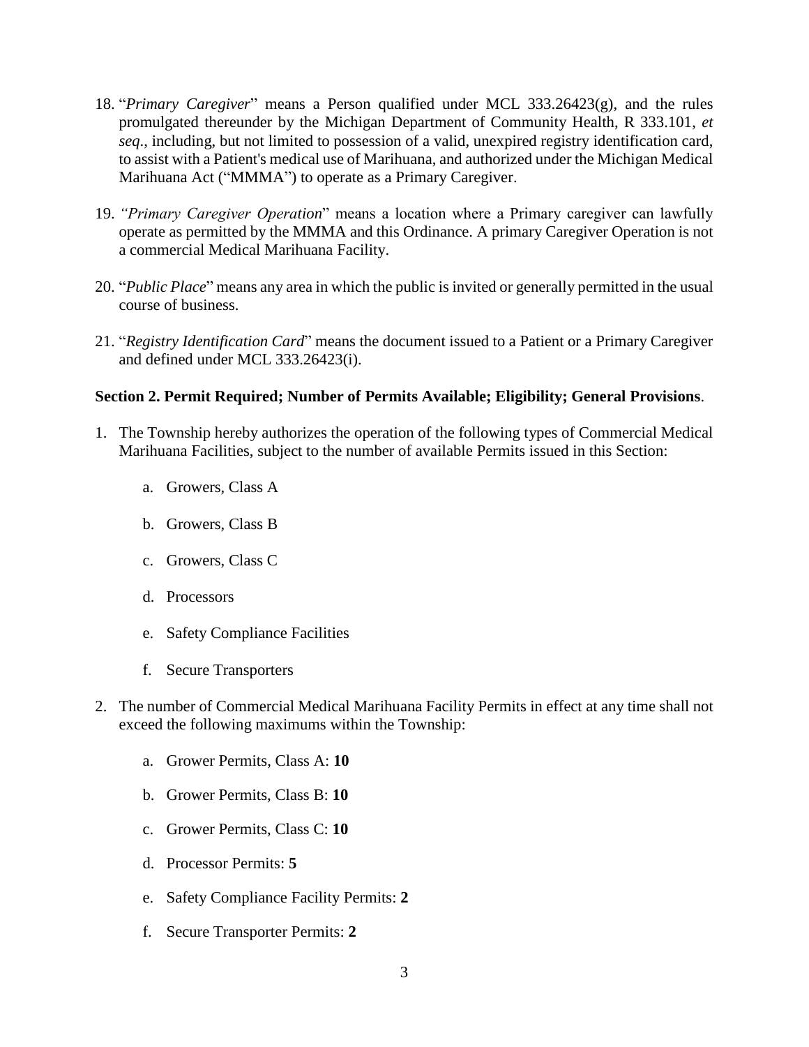18. "*Primary Caregiver*" means a Person qualified under MCL 333.26423(g), and the rules promulgated thereunder by the Michigan Department of Community Health, R 333.101, *et seq*., including, but not limited to possession of a valid, unexpired registry identification card, to assist with a Patient's medical use of Marihuana, and authorized under the Michigan Medical Marihuana Act ("MMMA") to operate as a Primary Caregiver.

19. "*Primary Caregiver Operation*" means a location where a Primary caregiver can lawfully operate as permitted by the MMMA and this Ordinance. A primary Caregiver Operation is not a commercial Medical Marihuana Facility.

20. "*Public Place*" means any area in which the public is invited or generally permitted in the usual course of business.

21. "*Registry Identification Card*" means the document issued to a Patient or a Primary Caregiver and defined under MCL 333.26423(i).

**Section 2. Permit Required; Number of Permits Available; Eligibility; General Provisions**.

1. The Township hereby authorizes the operation of the following types of Commercial Medical Marihuana Facilities, subject to the number of available Permits issued in this Section:

    a. Growers, Class A

    b. Growers, Class B

    c. Growers, Class C

    d. Processors

    e. Safety Compliance Facilities

    f. Secure Transporters

2. The number of Commercial Medical Marihuana Facility Permits in effect at any time shall not exceed the following maximums within the Township:

    a. Grower Permits, Class A: **10**

    b. Grower Permits, Class B: **10**

    c. Grower Permits, Class C: **10**

    d. Processor Permits: **5**

    e. Safety Compliance Facility Permits: **2**

    f. Secure Transporter Permits: **2**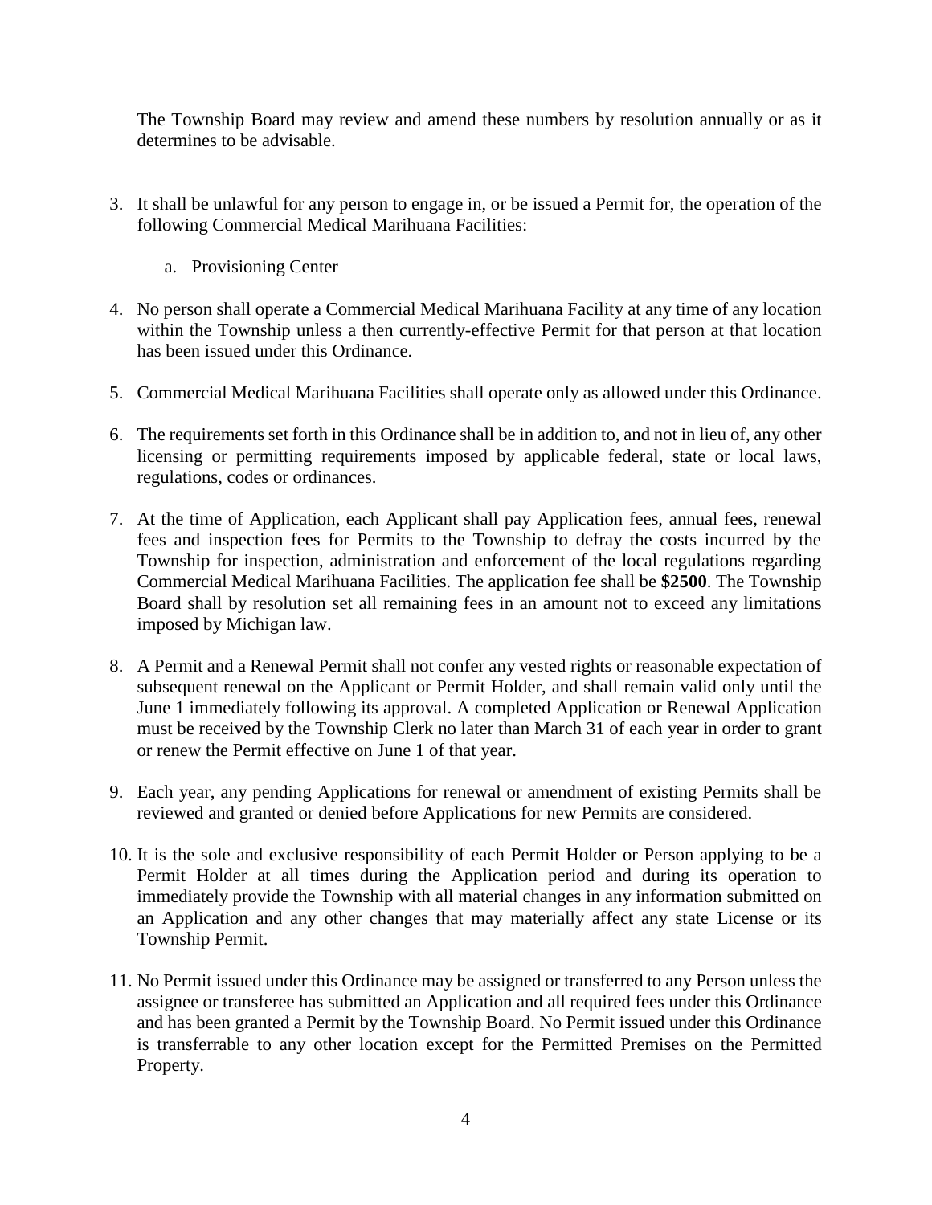The Township Board may review and amend these numbers by resolution annually or as it determines to be advisable.

3. It shall be unlawful for any person to engage in, or be issued a Permit for, the operation of the following Commercial Medical Marihuana Facilities:

    a. Provisioning Center

4. No person shall operate a Commercial Medical Marihuana Facility at any time of any location within the Township unless a then currently-effective Permit for that person at that location has been issued under this Ordinance.

5. Commercial Medical Marihuana Facilities shall operate only as allowed under this Ordinance.

6. The requirements set forth in this Ordinance shall be in addition to, and not in lieu of, any other licensing or permitting requirements imposed by applicable federal, state or local laws, regulations, codes or ordinances.

7. At the time of Application, each Applicant shall pay Application fees, annual fees, renewal fees and inspection fees for Permits to the Township to defray the costs incurred by the Township for inspection, administration and enforcement of the local regulations regarding Commercial Medical Marihuana Facilities. The application fee shall be **$2500**. The Township Board shall by resolution set all remaining fees in an amount not to exceed any limitations imposed by Michigan law.

8. A Permit and a Renewal Permit shall not confer any vested rights or reasonable expectation of subsequent renewal on the Applicant or Permit Holder, and shall remain valid only until the June 1 immediately following its approval. A completed Application or Renewal Application must be received by the Township Clerk no later than March 31 of each year in order to grant or renew the Permit effective on June 1 of that year.

9. Each year, any pending Applications for renewal or amendment of existing Permits shall be reviewed and granted or denied before Applications for new Permits are considered.

10. It is the sole and exclusive responsibility of each Permit Holder or Person applying to be a Permit Holder at all times during the Application period and during its operation to immediately provide the Township with all material changes in any information submitted on an Application and any other changes that may materially affect any state License or its Township Permit.

11. No Permit issued under this Ordinance may be assigned or transferred to any Person unless the assignee or transferee has submitted an Application and all required fees under this Ordinance and has been granted a Permit by the Township Board. No Permit issued under this Ordinance is transferrable to any other location except for the Permitted Premises on the Permitted Property.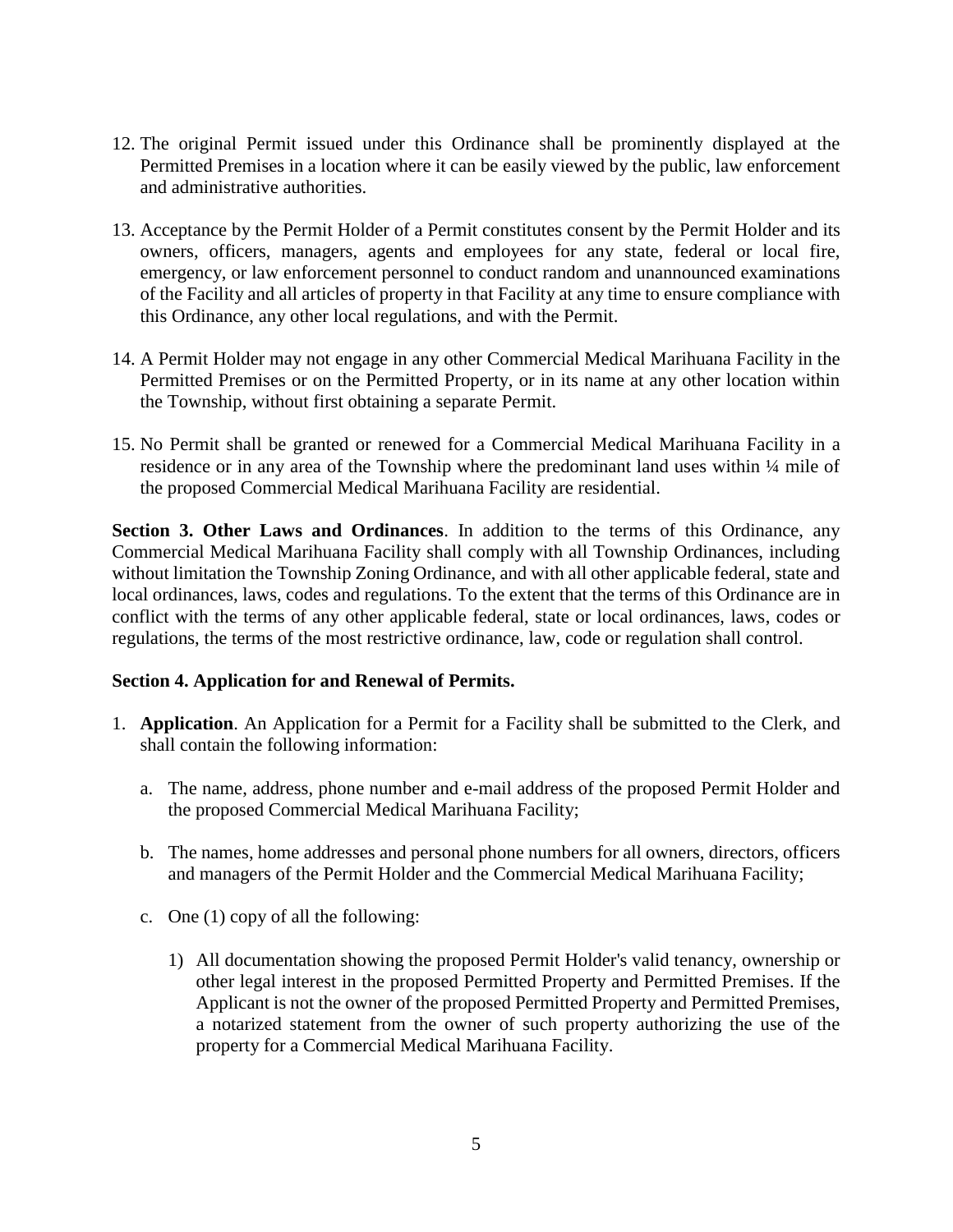12. The original Permit issued under this Ordinance shall be prominently displayed at the Permitted Premises in a location where it can be easily viewed by the public, law enforcement and administrative authorities.

13. Acceptance by the Permit Holder of a Permit constitutes consent by the Permit Holder and its owners, officers, managers, agents and employees for any state, federal or local fire, emergency, or law enforcement personnel to conduct random and unannounced examinations of the Facility and all articles of property in that Facility at any time to ensure compliance with this Ordinance, any other local regulations, and with the Permit.

14. A Permit Holder may not engage in any other Commercial Medical Marihuana Facility in the Permitted Premises or on the Permitted Property, or in its name at any other location within the Township, without first obtaining a separate Permit.

15. No Permit shall be granted or renewed for a Commercial Medical Marihuana Facility in a residence or in any area of the Township where the predominant land uses within ¼ mile of the proposed Commercial Medical Marihuana Facility are residential.

**Section 3. Other Laws and Ordinances**. In addition to the terms of this Ordinance, any Commercial Medical Marihuana Facility shall comply with all Township Ordinances, including without limitation the Township Zoning Ordinance, and with all other applicable federal, state and local ordinances, laws, codes and regulations. To the extent that the terms of this Ordinance are in conflict with the terms of any other applicable federal, state or local ordinances, laws, codes or regulations, the terms of the most restrictive ordinance, law, code or regulation shall control.

**Section 4. Application for and Renewal of Permits.**

1. **Application**. An Application for a Permit for a Facility shall be submitted to the Clerk, and shall contain the following information:

   a. The name, address, phone number and e-mail address of the proposed Permit Holder and the proposed Commercial Medical Marihuana Facility;

   b. The names, home addresses and personal phone numbers for all owners, directors, officers and managers of the Permit Holder and the Commercial Medical Marihuana Facility;

   c. One (1) copy of all the following:

      1) All documentation showing the proposed Permit Holder's valid tenancy, ownership or other legal interest in the proposed Permitted Property and Permitted Premises. If the Applicant is not the owner of the proposed Permitted Property and Permitted Premises, a notarized statement from the owner of such property authorizing the use of the property for a Commercial Medical Marihuana Facility.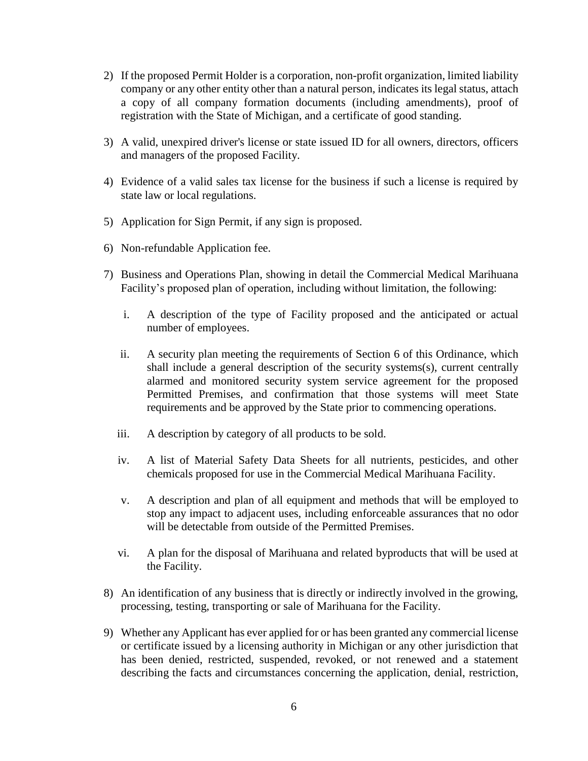2) If the proposed Permit Holder is a corporation, non-profit organization, limited liability company or any other entity other than a natural person, indicates its legal status, attach a copy of all company formation documents (including amendments), proof of registration with the State of Michigan, and a certificate of good standing.

3) A valid, unexpired driver's license or state issued ID for all owners, directors, officers and managers of the proposed Facility.

4) Evidence of a valid sales tax license for the business if such a license is required by state law or local regulations.

5) Application for Sign Permit, if any sign is proposed.

6) Non-refundable Application fee.

7) Business and Operations Plan, showing in detail the Commercial Medical Marihuana Facility's proposed plan of operation, including without limitation, the following:

   i. A description of the type of Facility proposed and the anticipated or actual number of employees.

   ii. A security plan meeting the requirements of Section 6 of this Ordinance, which shall include a general description of the security systems(s), current centrally alarmed and monitored security system service agreement for the proposed Permitted Premises, and confirmation that those systems will meet State requirements and be approved by the State prior to commencing operations.

   iii. A description by category of all products to be sold.

   iv. A list of Material Safety Data Sheets for all nutrients, pesticides, and other chemicals proposed for use in the Commercial Medical Marihuana Facility.

   v. A description and plan of all equipment and methods that will be employed to stop any impact to adjacent uses, including enforceable assurances that no odor will be detectable from outside of the Permitted Premises.

   vi. A plan for the disposal of Marihuana and related byproducts that will be used at the Facility.

8) An identification of any business that is directly or indirectly involved in the growing, processing, testing, transporting or sale of Marihuana for the Facility.

9) Whether any Applicant has ever applied for or has been granted any commercial license or certificate issued by a licensing authority in Michigan or any other jurisdiction that has been denied, restricted, suspended, revoked, or not renewed and a statement describing the facts and circumstances concerning the application, denial, restriction,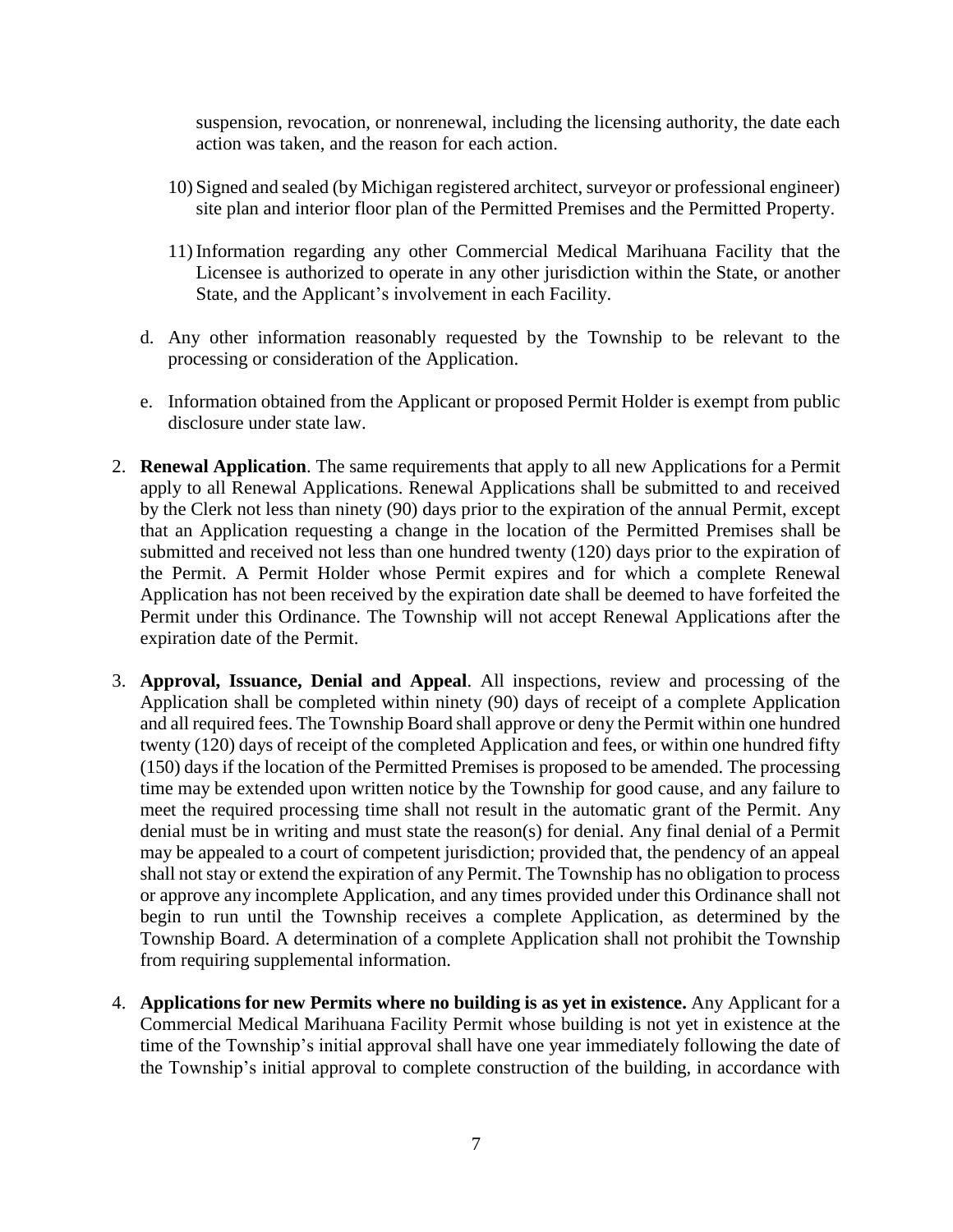suspension, revocation, or nonrenewal, including the licensing authority, the date each action was taken, and the reason for each action.

10) Signed and sealed (by Michigan registered architect, surveyor or professional engineer) site plan and interior floor plan of the Permitted Premises and the Permitted Property.

11) Information regarding any other Commercial Medical Marihuana Facility that the Licensee is authorized to operate in any other jurisdiction within the State, or another State, and the Applicant's involvement in each Facility.

d. Any other information reasonably requested by the Township to be relevant to the processing or consideration of the Application.

e. Information obtained from the Applicant or proposed Permit Holder is exempt from public disclosure under state law.

2. **Renewal Application**. The same requirements that apply to all new Applications for a Permit apply to all Renewal Applications. Renewal Applications shall be submitted to and received by the Clerk not less than ninety (90) days prior to the expiration of the annual Permit, except that an Application requesting a change in the location of the Permitted Premises shall be submitted and received not less than one hundred twenty (120) days prior to the expiration of the Permit. A Permit Holder whose Permit expires and for which a complete Renewal Application has not been received by the expiration date shall be deemed to have forfeited the Permit under this Ordinance. The Township will not accept Renewal Applications after the expiration date of the Permit.

3. **Approval, Issuance, Denial and Appeal**. All inspections, review and processing of the Application shall be completed within ninety (90) days of receipt of a complete Application and all required fees. The Township Board shall approve or deny the Permit within one hundred twenty (120) days of receipt of the completed Application and fees, or within one hundred fifty (150) days if the location of the Permitted Premises is proposed to be amended. The processing time may be extended upon written notice by the Township for good cause, and any failure to meet the required processing time shall not result in the automatic grant of the Permit. Any denial must be in writing and must state the reason(s) for denial. Any final denial of a Permit may be appealed to a court of competent jurisdiction; provided that, the pendency of an appeal shall not stay or extend the expiration of any Permit. The Township has no obligation to process or approve any incomplete Application, and any times provided under this Ordinance shall not begin to run until the Township receives a complete Application, as determined by the Township Board. A determination of a complete Application shall not prohibit the Township from requiring supplemental information.

4. **Applications for new Permits where no building is as yet in existence.** Any Applicant for a Commercial Medical Marihuana Facility Permit whose building is not yet in existence at the time of the Township's initial approval shall have one year immediately following the date of the Township's initial approval to complete construction of the building, in accordance with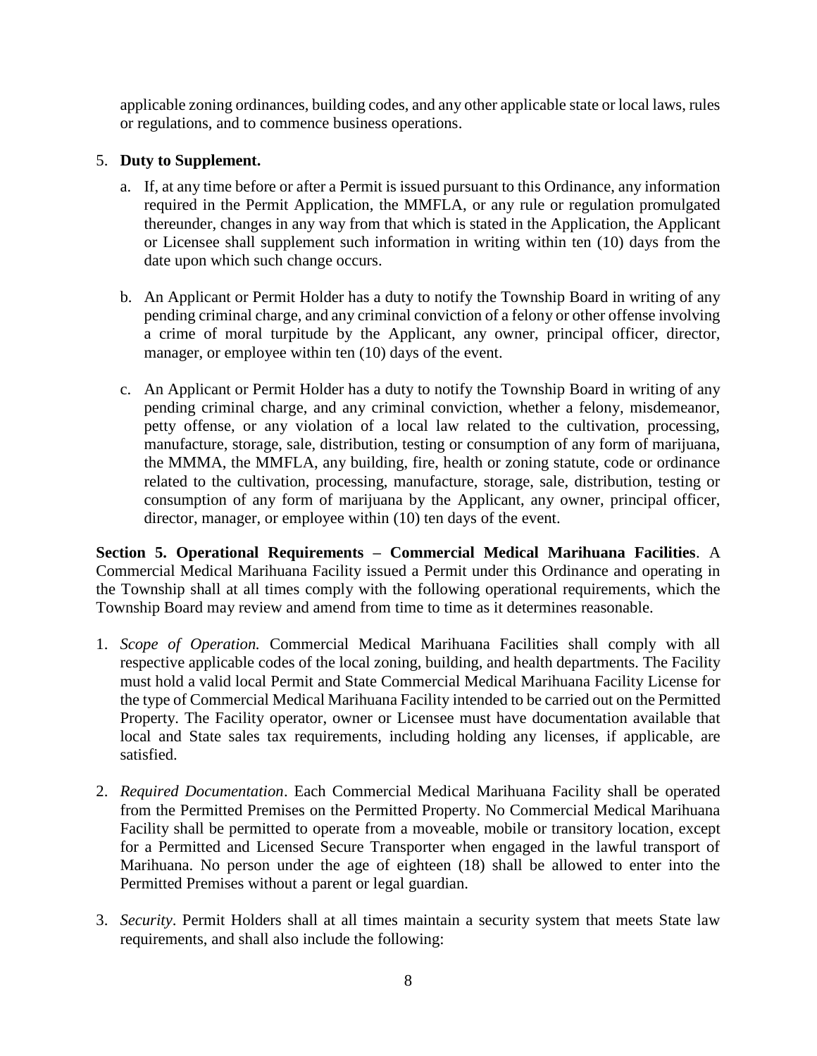applicable zoning ordinances, building codes, and any other applicable state or local laws, rules or regulations, and to commence business operations.

5. **Duty to Supplement.**

   a. If, at any time before or after a Permit is issued pursuant to this Ordinance, any information required in the Permit Application, the MMFLA, or any rule or regulation promulgated thereunder, changes in any way from that which is stated in the Application, the Applicant or Licensee shall supplement such information in writing within ten (10) days from the date upon which such change occurs.

   b. An Applicant or Permit Holder has a duty to notify the Township Board in writing of any pending criminal charge, and any criminal conviction of a felony or other offense involving a crime of moral turpitude by the Applicant, any owner, principal officer, director, manager, or employee within ten (10) days of the event.

   c. An Applicant or Permit Holder has a duty to notify the Township Board in writing of any pending criminal charge, and any criminal conviction, whether a felony, misdemeanor, petty offense, or any violation of a local law related to the cultivation, processing, manufacture, storage, sale, distribution, testing or consumption of any form of marijuana, the MMMA, the MMFLA, any building, fire, health or zoning statute, code or ordinance related to the cultivation, processing, manufacture, storage, sale, distribution, testing or consumption of any form of marijuana by the Applicant, any owner, principal officer, director, manager, or employee within (10) ten days of the event.

**Section 5. Operational Requirements – Commercial Medical Marihuana Facilities**. A Commercial Medical Marihuana Facility issued a Permit under this Ordinance and operating in the Township shall at all times comply with the following operational requirements, which the Township Board may review and amend from time to time as it determines reasonable.

1. *Scope of Operation.* Commercial Medical Marihuana Facilities shall comply with all respective applicable codes of the local zoning, building, and health departments. The Facility must hold a valid local Permit and State Commercial Medical Marihuana Facility License for the type of Commercial Medical Marihuana Facility intended to be carried out on the Permitted Property. The Facility operator, owner or Licensee must have documentation available that local and State sales tax requirements, including holding any licenses, if applicable, are satisfied.

2. *Required Documentation*. Each Commercial Medical Marihuana Facility shall be operated from the Permitted Premises on the Permitted Property. No Commercial Medical Marihuana Facility shall be permitted to operate from a moveable, mobile or transitory location, except for a Permitted and Licensed Secure Transporter when engaged in the lawful transport of Marihuana. No person under the age of eighteen (18) shall be allowed to enter into the Permitted Premises without a parent or legal guardian.

3. *Security*. Permit Holders shall at all times maintain a security system that meets State law requirements, and shall also include the following: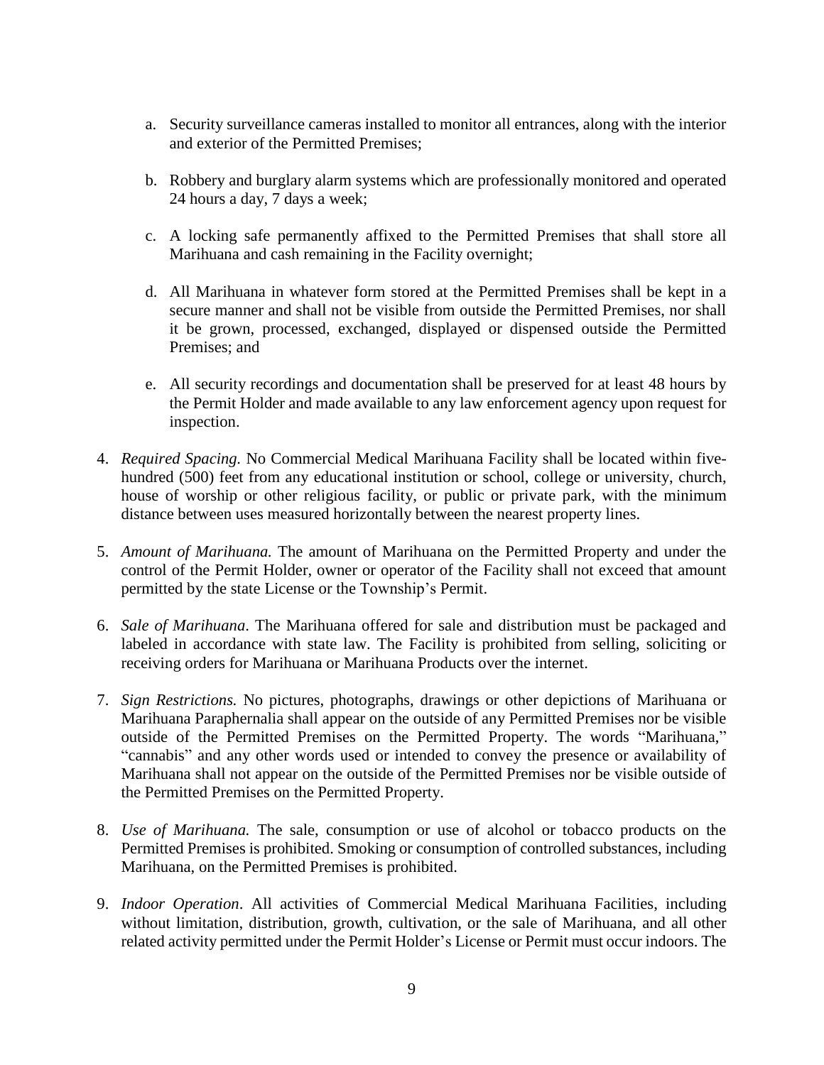a. Security surveillance cameras installed to monitor all entrances, along with the interior and exterior of the Permitted Premises;

   b. Robbery and burglary alarm systems which are professionally monitored and operated 24 hours a day, 7 days a week;

   c. A locking safe permanently affixed to the Permitted Premises that shall store all Marihuana and cash remaining in the Facility overnight;

   d. All Marihuana in whatever form stored at the Permitted Premises shall be kept in a secure manner and shall not be visible from outside the Permitted Premises, nor shall it be grown, processed, exchanged, displayed or dispensed outside the Permitted Premises; and

   e. All security recordings and documentation shall be preserved for at least 48 hours by the Permit Holder and made available to any law enforcement agency upon request for inspection.

4. *Required Spacing.* No Commercial Medical Marihuana Facility shall be located within five-hundred (500) feet from any educational institution or school, college or university, church, house of worship or other religious facility, or public or private park, with the minimum distance between uses measured horizontally between the nearest property lines.

5. *Amount of Marihuana.* The amount of Marihuana on the Permitted Property and under the control of the Permit Holder, owner or operator of the Facility shall not exceed that amount permitted by the state License or the Township's Permit.

6. *Sale of Marihuana*. The Marihuana offered for sale and distribution must be packaged and labeled in accordance with state law. The Facility is prohibited from selling, soliciting or receiving orders for Marihuana or Marihuana Products over the internet.

7. *Sign Restrictions.* No pictures, photographs, drawings or other depictions of Marihuana or Marihuana Paraphernalia shall appear on the outside of any Permitted Premises nor be visible outside of the Permitted Premises on the Permitted Property. The words "Marihuana," "cannabis" and any other words used or intended to convey the presence or availability of Marihuana shall not appear on the outside of the Permitted Premises nor be visible outside of the Permitted Premises on the Permitted Property.

8. *Use of Marihuana.* The sale, consumption or use of alcohol or tobacco products on the Permitted Premises is prohibited. Smoking or consumption of controlled substances, including Marihuana, on the Permitted Premises is prohibited.

9. *Indoor Operation*. All activities of Commercial Medical Marihuana Facilities, including without limitation, distribution, growth, cultivation, or the sale of Marihuana, and all other related activity permitted under the Permit Holder's License or Permit must occur indoors. The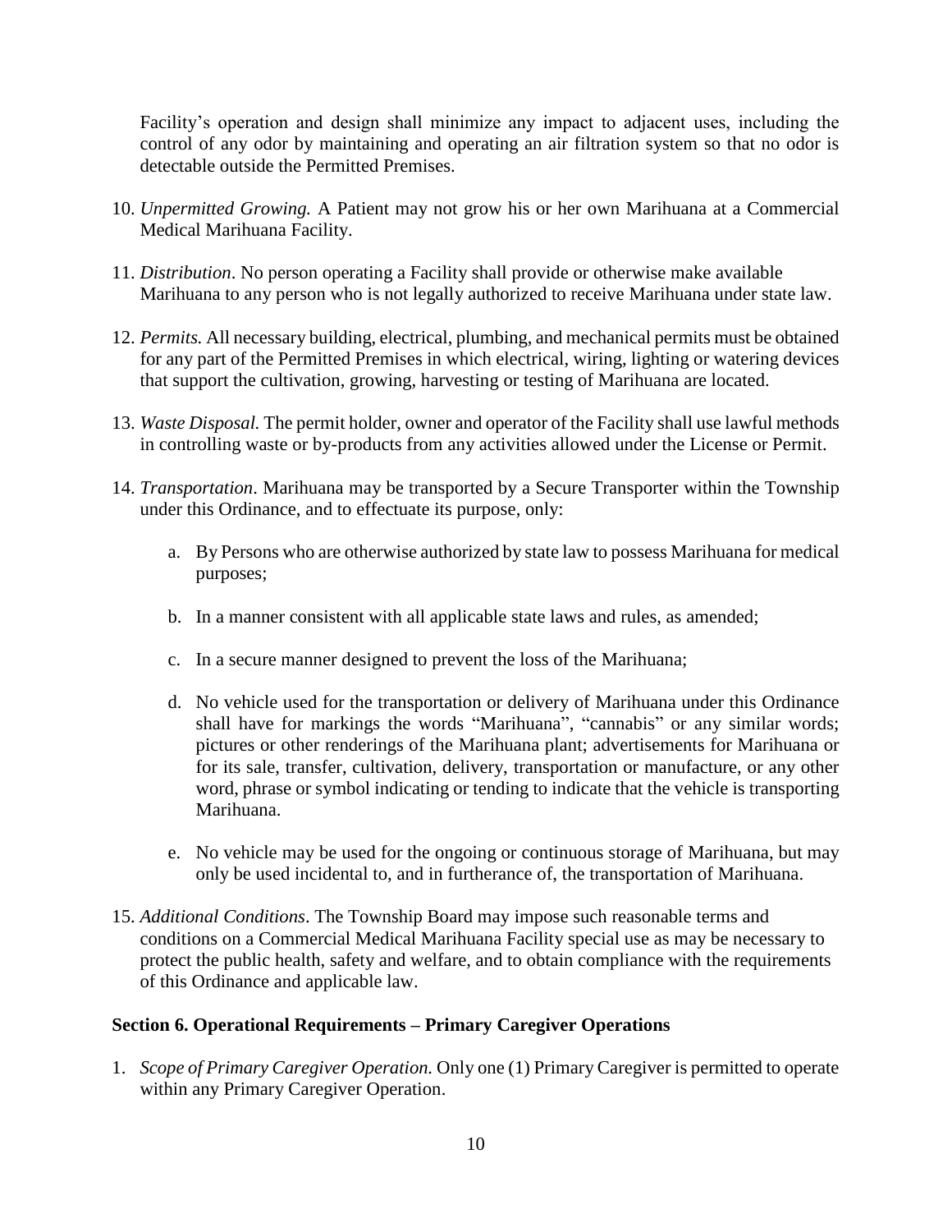Facility's operation and design shall minimize any impact to adjacent uses, including the control of any odor by maintaining and operating an air filtration system so that no odor is detectable outside the Permitted Premises.

10. *Unpermitted Growing.* A Patient may not grow his or her own Marihuana at a Commercial Medical Marihuana Facility.

11. *Distribution*. No person operating a Facility shall provide or otherwise make available Marihuana to any person who is not legally authorized to receive Marihuana under state law.

12. *Permits.* All necessary building, electrical, plumbing, and mechanical permits must be obtained for any part of the Permitted Premises in which electrical, wiring, lighting or watering devices that support the cultivation, growing, harvesting or testing of Marihuana are located.

13. *Waste Disposal.* The permit holder, owner and operator of the Facility shall use lawful methods in controlling waste or by-products from any activities allowed under the License or Permit.

14. *Transportation*. Marihuana may be transported by a Secure Transporter within the Township under this Ordinance, and to effectuate its purpose, only:

    a. By Persons who are otherwise authorized by state law to possess Marihuana for medical purposes;

    b. In a manner consistent with all applicable state laws and rules, as amended;

    c. In a secure manner designed to prevent the loss of the Marihuana;

    d. No vehicle used for the transportation or delivery of Marihuana under this Ordinance shall have for markings the words "Marihuana", "cannabis" or any similar words; pictures or other renderings of the Marihuana plant; advertisements for Marihuana or for its sale, transfer, cultivation, delivery, transportation or manufacture, or any other word, phrase or symbol indicating or tending to indicate that the vehicle is transporting Marihuana.

    e. No vehicle may be used for the ongoing or continuous storage of Marihuana, but may only be used incidental to, and in furtherance of, the transportation of Marihuana.

15. *Additional Conditions*. The Township Board may impose such reasonable terms and conditions on a Commercial Medical Marihuana Facility special use as may be necessary to protect the public health, safety and welfare, and to obtain compliance with the requirements of this Ordinance and applicable law.

**Section 6. Operational Requirements – Primary Caregiver Operations**

1. *Scope of Primary Caregiver Operation.* Only one (1) Primary Caregiver is permitted to operate within any Primary Caregiver Operation.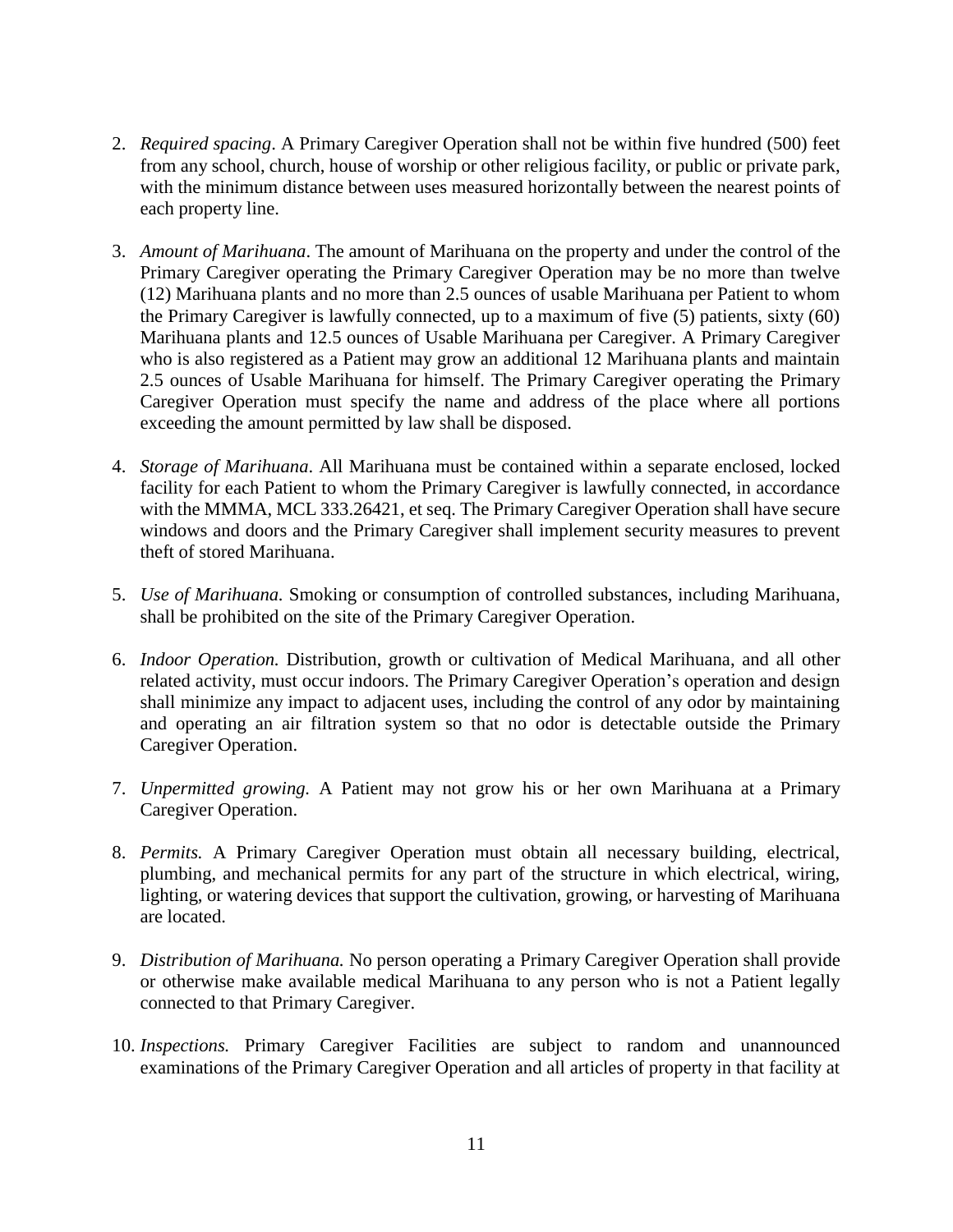2. *Required spacing*. A Primary Caregiver Operation shall not be within five hundred (500) feet from any school, church, house of worship or other religious facility, or public or private park, with the minimum distance between uses measured horizontally between the nearest points of each property line.

3. *Amount of Marihuana*. The amount of Marihuana on the property and under the control of the Primary Caregiver operating the Primary Caregiver Operation may be no more than twelve (12) Marihuana plants and no more than 2.5 ounces of usable Marihuana per Patient to whom the Primary Caregiver is lawfully connected, up to a maximum of five (5) patients, sixty (60) Marihuana plants and 12.5 ounces of Usable Marihuana per Caregiver. A Primary Caregiver who is also registered as a Patient may grow an additional 12 Marihuana plants and maintain 2.5 ounces of Usable Marihuana for himself. The Primary Caregiver operating the Primary Caregiver Operation must specify the name and address of the place where all portions exceeding the amount permitted by law shall be disposed.

4. *Storage of Marihuana*. All Marihuana must be contained within a separate enclosed, locked facility for each Patient to whom the Primary Caregiver is lawfully connected, in accordance with the MMMA, MCL 333.26421, et seq. The Primary Caregiver Operation shall have secure windows and doors and the Primary Caregiver shall implement security measures to prevent theft of stored Marihuana.

5. *Use of Marihuana.* Smoking or consumption of controlled substances, including Marihuana, shall be prohibited on the site of the Primary Caregiver Operation.

6. *Indoor Operation.* Distribution, growth or cultivation of Medical Marihuana, and all other related activity, must occur indoors. The Primary Caregiver Operation's operation and design shall minimize any impact to adjacent uses, including the control of any odor by maintaining and operating an air filtration system so that no odor is detectable outside the Primary Caregiver Operation.

7. *Unpermitted growing.* A Patient may not grow his or her own Marihuana at a Primary Caregiver Operation.

8. *Permits.* A Primary Caregiver Operation must obtain all necessary building, electrical, plumbing, and mechanical permits for any part of the structure in which electrical, wiring, lighting, or watering devices that support the cultivation, growing, or harvesting of Marihuana are located.

9. *Distribution of Marihuana.* No person operating a Primary Caregiver Operation shall provide or otherwise make available medical Marihuana to any person who is not a Patient legally connected to that Primary Caregiver.

10. *Inspections.* Primary Caregiver Facilities are subject to random and unannounced examinations of the Primary Caregiver Operation and all articles of property in that facility at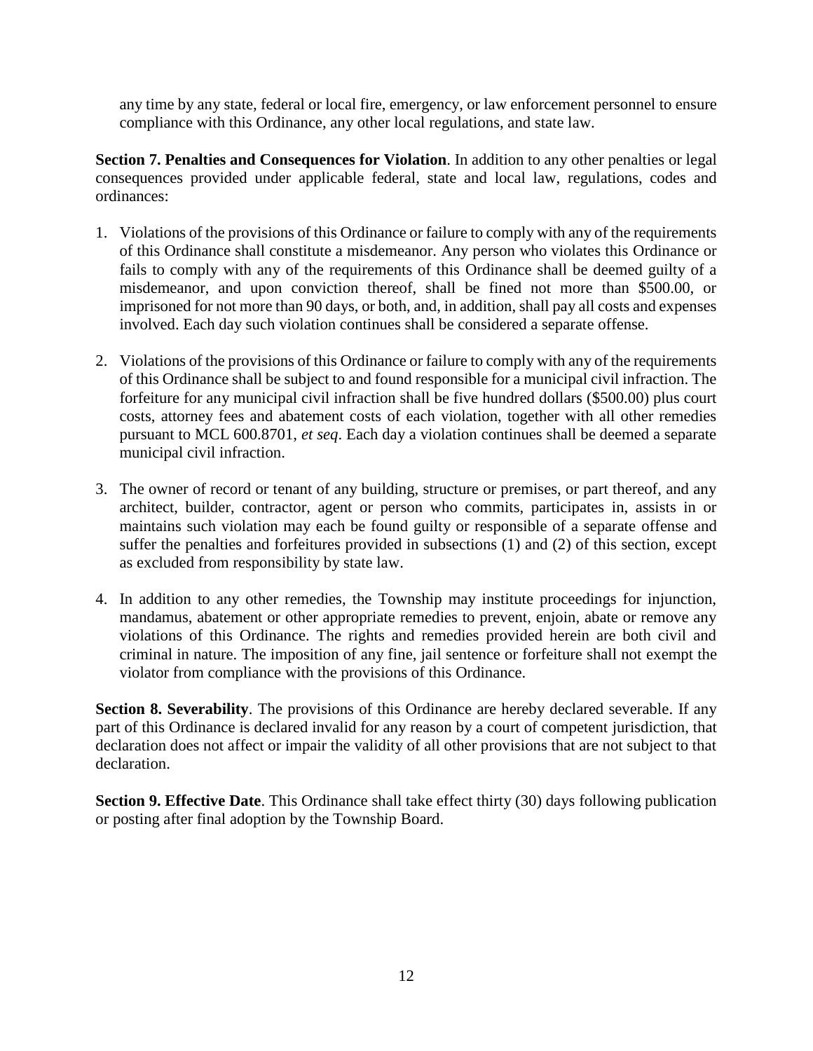any time by any state, federal or local fire, emergency, or law enforcement personnel to ensure compliance with this Ordinance, any other local regulations, and state law.

**Section 7. Penalties and Consequences for Violation**. In addition to any other penalties or legal consequences provided under applicable federal, state and local law, regulations, codes and ordinances:

1. Violations of the provisions of this Ordinance or failure to comply with any of the requirements of this Ordinance shall constitute a misdemeanor. Any person who violates this Ordinance or fails to comply with any of the requirements of this Ordinance shall be deemed guilty of a misdemeanor, and upon conviction thereof, shall be fined not more than $500.00, or imprisoned for not more than 90 days, or both, and, in addition, shall pay all costs and expenses involved. Each day such violation continues shall be considered a separate offense.

2. Violations of the provisions of this Ordinance or failure to comply with any of the requirements of this Ordinance shall be subject to and found responsible for a municipal civil infraction. The forfeiture for any municipal civil infraction shall be five hundred dollars ($500.00) plus court costs, attorney fees and abatement costs of each violation, together with all other remedies pursuant to MCL 600.8701, *et seq*. Each day a violation continues shall be deemed a separate municipal civil infraction.

3. The owner of record or tenant of any building, structure or premises, or part thereof, and any architect, builder, contractor, agent or person who commits, participates in, assists in or maintains such violation may each be found guilty or responsible of a separate offense and suffer the penalties and forfeitures provided in subsections (1) and (2) of this section, except as excluded from responsibility by state law.

4. In addition to any other remedies, the Township may institute proceedings for injunction, mandamus, abatement or other appropriate remedies to prevent, enjoin, abate or remove any violations of this Ordinance. The rights and remedies provided herein are both civil and criminal in nature. The imposition of any fine, jail sentence or forfeiture shall not exempt the violator from compliance with the provisions of this Ordinance.

**Section 8. Severability**. The provisions of this Ordinance are hereby declared severable. If any part of this Ordinance is declared invalid for any reason by a court of competent jurisdiction, that declaration does not affect or impair the validity of all other provisions that are not subject to that declaration.

**Section 9. Effective Date**. This Ordinance shall take effect thirty (30) days following publication or posting after final adoption by the Township Board.